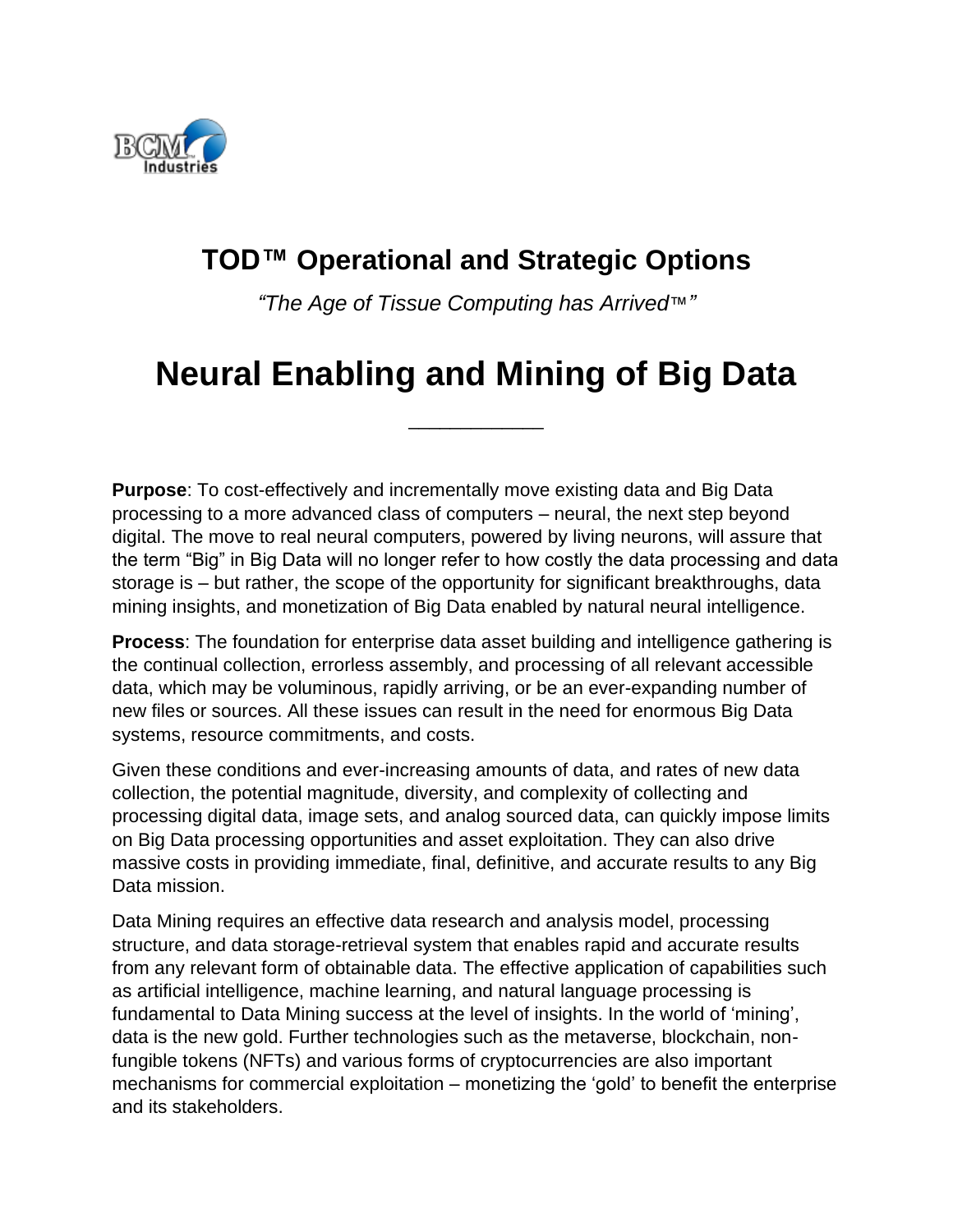## TOD™ Operational and Strategic Options

*"The Age of Tissue Computing has Arrived™"*

# Neural Enabling and Mining of Big Data

---

**Purpose**: To cost-effectively and incrementally move existing data and Big Data processing to a more advanced class of computers – neural, the next step beyond digital. The move to real neural computers, powered by living neurons, will assure that the term "Big" in Big Data will no longer refer to how costly the data processing and data storage is – but rather, the scope of the opportunity for significant breakthroughs, data mining insights, and monetization of Big Data enabled by natural neural intelligence.

**Process**: The foundation for enterprise data asset building and intelligence gathering is the continual collection, errorless assembly, and processing of all relevant accessible data, which may be voluminous, rapidly arriving, or be an ever-expanding number of new files or sources. All these issues can result in the need for enormous Big Data systems, resource commitments, and costs.

Given these conditions and ever-increasing amounts of data, and rates of new data collection, the potential magnitude, diversity, and complexity of collecting and processing digital data, image sets, and analog sourced data, can quickly impose limits on Big Data processing opportunities and asset exploitation. They can also drive massive costs in providing immediate, final, definitive, and accurate results to any Big Data mission.

Data Mining requires an effective data research and analysis model, processing structure, and data storage-retrieval system that enables rapid and accurate results from any relevant form of obtainable data. The effective application of capabilities such as artificial intelligence, machine learning, and natural language processing is fundamental to Data Mining success at the level of insights. In the world of 'mining', data is the new gold. Further technologies such as the metaverse, blockchain, non-fungible tokens (NFTs) and various forms of cryptocurrencies are also important mechanisms for commercial exploitation – monetizing the 'gold' to benefit the enterprise and its stakeholders.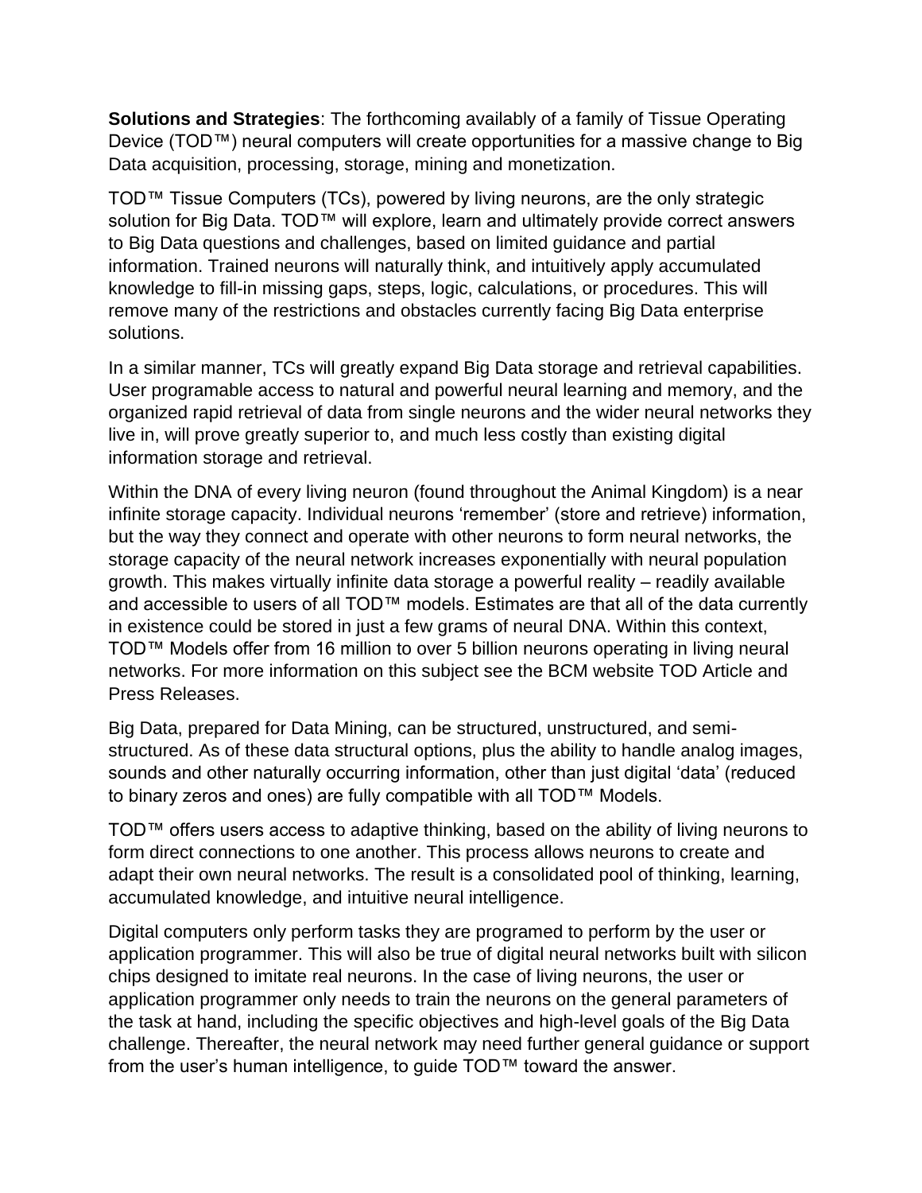**Solutions and Strategies**: The forthcoming availably of a family of Tissue Operating Device (TOD™) neural computers will create opportunities for a massive change to Big Data acquisition, processing, storage, mining and monetization.

TOD™ Tissue Computers (TCs), powered by living neurons, are the only strategic solution for Big Data. TOD™ will explore, learn and ultimately provide correct answers to Big Data questions and challenges, based on limited guidance and partial information. Trained neurons will naturally think, and intuitively apply accumulated knowledge to fill-in missing gaps, steps, logic, calculations, or procedures. This will remove many of the restrictions and obstacles currently facing Big Data enterprise solutions.

In a similar manner, TCs will greatly expand Big Data storage and retrieval capabilities. User programable access to natural and powerful neural learning and memory, and the organized rapid retrieval of data from single neurons and the wider neural networks they live in, will prove greatly superior to, and much less costly than existing digital information storage and retrieval.

Within the DNA of every living neuron (found throughout the Animal Kingdom) is a near infinite storage capacity. Individual neurons 'remember' (store and retrieve) information, but the way they connect and operate with other neurons to form neural networks, the storage capacity of the neural network increases exponentially with neural population growth. This makes virtually infinite data storage a powerful reality – readily available and accessible to users of all TOD™ models. Estimates are that all of the data currently in existence could be stored in just a few grams of neural DNA. Within this context, TOD™ Models offer from 16 million to over 5 billion neurons operating in living neural networks. For more information on this subject see the BCM website TOD Article and Press Releases.

Big Data, prepared for Data Mining, can be structured, unstructured, and semi-structured. As of these data structural options, plus the ability to handle analog images, sounds and other naturally occurring information, other than just digital 'data' (reduced to binary zeros and ones) are fully compatible with all TOD™ Models.

TOD™ offers users access to adaptive thinking, based on the ability of living neurons to form direct connections to one another. This process allows neurons to create and adapt their own neural networks. The result is a consolidated pool of thinking, learning, accumulated knowledge, and intuitive neural intelligence.

Digital computers only perform tasks they are programed to perform by the user or application programmer. This will also be true of digital neural networks built with silicon chips designed to imitate real neurons. In the case of living neurons, the user or application programmer only needs to train the neurons on the general parameters of the task at hand, including the specific objectives and high-level goals of the Big Data challenge. Thereafter, the neural network may need further general guidance or support from the user's human intelligence, to guide TOD™ toward the answer.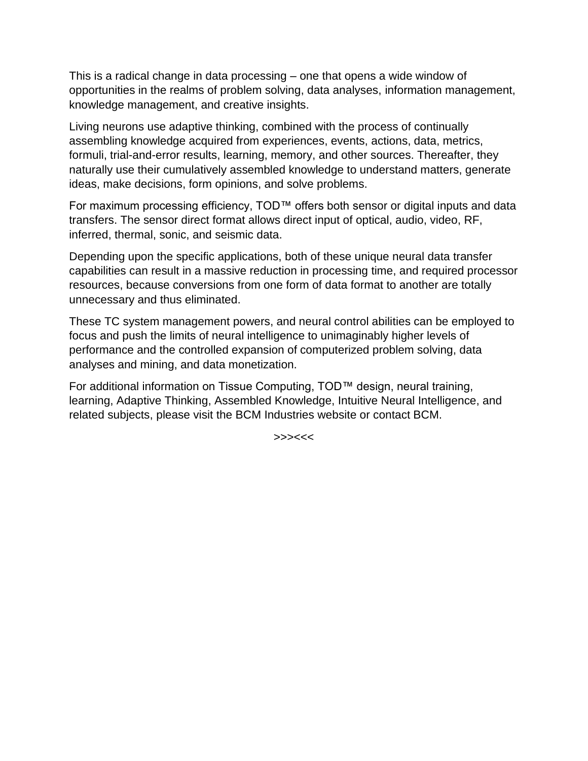This is a radical change in data processing – one that opens a wide window of opportunities in the realms of problem solving, data analyses, information management, knowledge management, and creative insights.

Living neurons use adaptive thinking, combined with the process of continually assembling knowledge acquired from experiences, events, actions, data, metrics, formuli, trial-and-error results, learning, memory, and other sources. Thereafter, they naturally use their cumulatively assembled knowledge to understand matters, generate ideas, make decisions, form opinions, and solve problems.

For maximum processing efficiency, TOD™ offers both sensor or digital inputs and data transfers. The sensor direct format allows direct input of optical, audio, video, RF, inferred, thermal, sonic, and seismic data.

Depending upon the specific applications, both of these unique neural data transfer capabilities can result in a massive reduction in processing time, and required processor resources, because conversions from one form of data format to another are totally unnecessary and thus eliminated.

These TC system management powers, and neural control abilities can be employed to focus and push the limits of neural intelligence to unimaginably higher levels of performance and the controlled expansion of computerized problem solving, data analyses and mining, and data monetization.

For additional information on Tissue Computing, TOD™ design, neural training, learning, Adaptive Thinking, Assembled Knowledge, Intuitive Neural Intelligence, and related subjects, please visit the BCM Industries website or contact BCM.

>>><<<